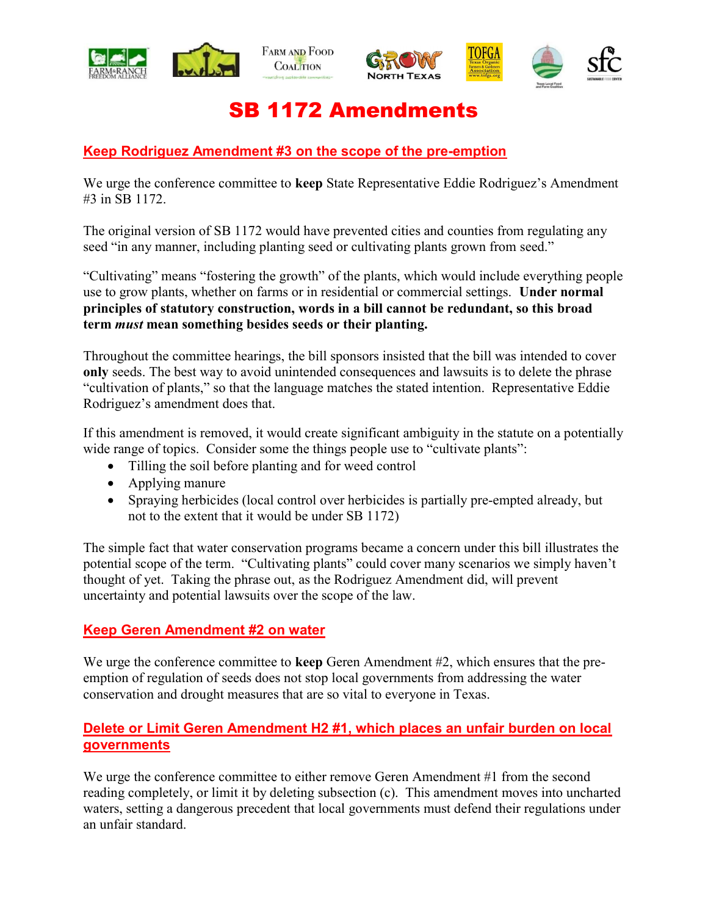# SB 1172 Amendments

## Keep Rodriguez Amendment #3 on the scope of the pre-emption

We urge the conference committee to **keep** State Representative Eddie Rodriguez's Amendment #3 in SB 1172.

The original version of SB 1172 would have prevented cities and counties from regulating any seed "in any manner, including planting seed or cultivating plants grown from seed."

"Cultivating" means "fostering the growth" of the plants, which would include everything people use to grow plants, whether on farms or in residential or commercial settings. **Under normal principles of statutory construction, words in a bill cannot be redundant, so this broad term *must* mean something besides seeds or their planting.**

Throughout the committee hearings, the bill sponsors insisted that the bill was intended to cover **only** seeds. The best way to avoid unintended consequences and lawsuits is to delete the phrase "cultivation of plants," so that the language matches the stated intention. Representative Eddie Rodriguez's amendment does that.

If this amendment is removed, it would create significant ambiguity in the statute on a potentially wide range of topics. Consider some the things people use to "cultivate plants":

- Tilling the soil before planting and for weed control
- Applying manure
- Spraying herbicides (local control over herbicides is partially pre-empted already, but not to the extent that it would be under SB 1172)

The simple fact that water conservation programs became a concern under this bill illustrates the potential scope of the term. "Cultivating plants" could cover many scenarios we simply haven't thought of yet. Taking the phrase out, as the Rodriguez Amendment did, will prevent uncertainty and potential lawsuits over the scope of the law.

## Keep Geren Amendment #2 on water

We urge the conference committee to **keep** Geren Amendment #2, which ensures that the pre-emption of regulation of seeds does not stop local governments from addressing the water conservation and drought measures that are so vital to everyone in Texas.

## Delete or Limit Geren Amendment H2 #1, which places an unfair burden on local governments

We urge the conference committee to either remove Geren Amendment #1 from the second reading completely, or limit it by deleting subsection (c). This amendment moves into uncharted waters, setting a dangerous precedent that local governments must defend their regulations under an unfair standard.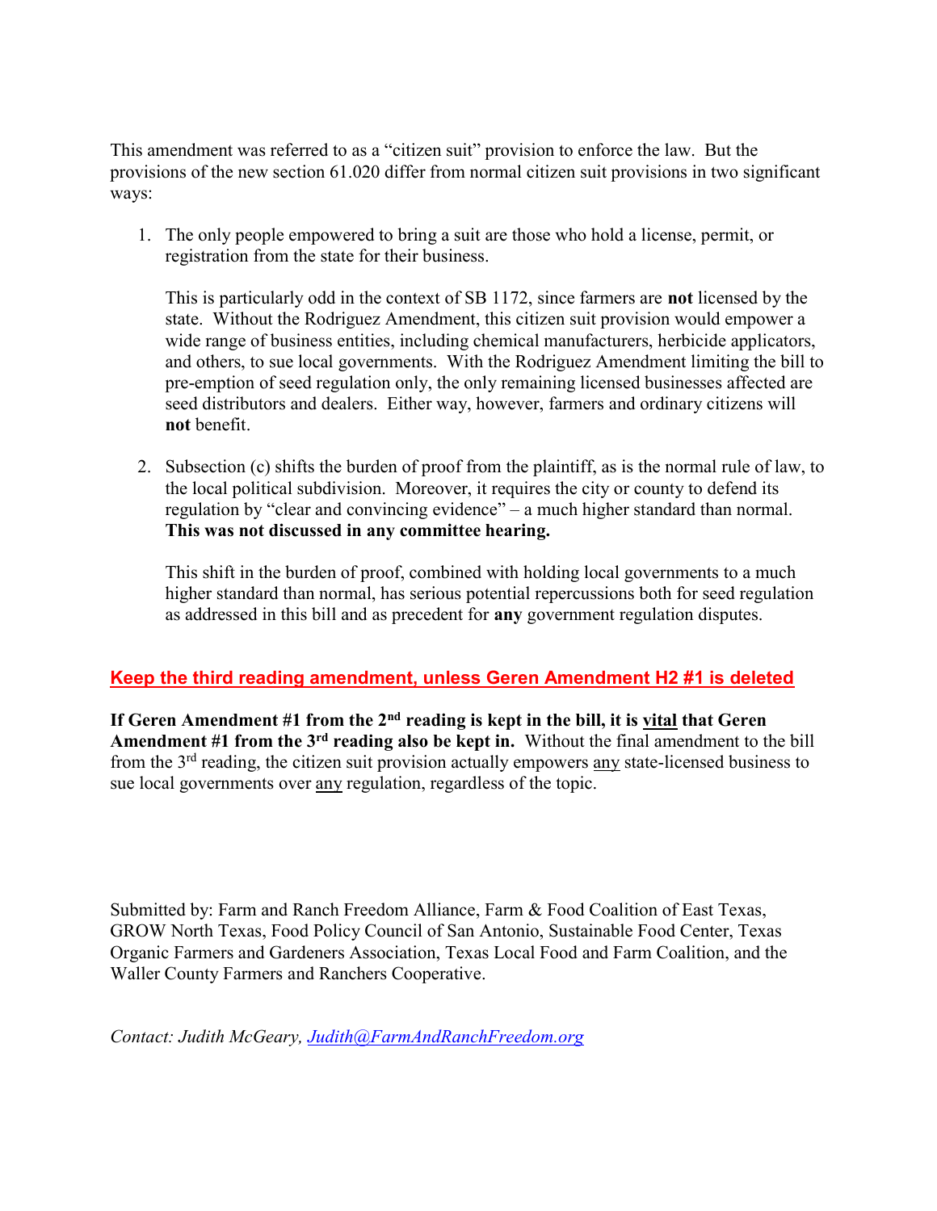This amendment was referred to as a "citizen suit" provision to enforce the law. But the provisions of the new section 61.020 differ from normal citizen suit provisions in two significant ways:

1. The only people empowered to bring a suit are those who hold a license, permit, or registration from the state for their business.

   This is particularly odd in the context of SB 1172, since farmers are **not** licensed by the state. Without the Rodriguez Amendment, this citizen suit provision would empower a wide range of business entities, including chemical manufacturers, herbicide applicators, and others, to sue local governments. With the Rodriguez Amendment limiting the bill to pre-emption of seed regulation only, the only remaining licensed businesses affected are seed distributors and dealers. Either way, however, farmers and ordinary citizens will **not** benefit.

2. Subsection (c) shifts the burden of proof from the plaintiff, as is the normal rule of law, to the local political subdivision. Moreover, it requires the city or county to defend its regulation by "clear and convincing evidence" – a much higher standard than normal. **This was not discussed in any committee hearing.**

   This shift in the burden of proof, combined with holding local governments to a much higher standard than normal, has serious potential repercussions both for seed regulation as addressed in this bill and as precedent for **any** government regulation disputes.

## Keep the third reading amendment, unless Geren Amendment H2 #1 is deleted

**If Geren Amendment #1 from the 2nd reading is kept in the bill, it is vital that Geren Amendment #1 from the 3rd reading also be kept in.** Without the final amendment to the bill from the 3rd reading, the citizen suit provision actually empowers any state-licensed business to sue local governments over any regulation, regardless of the topic.

Submitted by: Farm and Ranch Freedom Alliance, Farm & Food Coalition of East Texas, GROW North Texas, Food Policy Council of San Antonio, Sustainable Food Center, Texas Organic Farmers and Gardeners Association, Texas Local Food and Farm Coalition, and the Waller County Farmers and Ranchers Cooperative.

*Contact: Judith McGeary, Judith@FarmAndRanchFreedom.org*